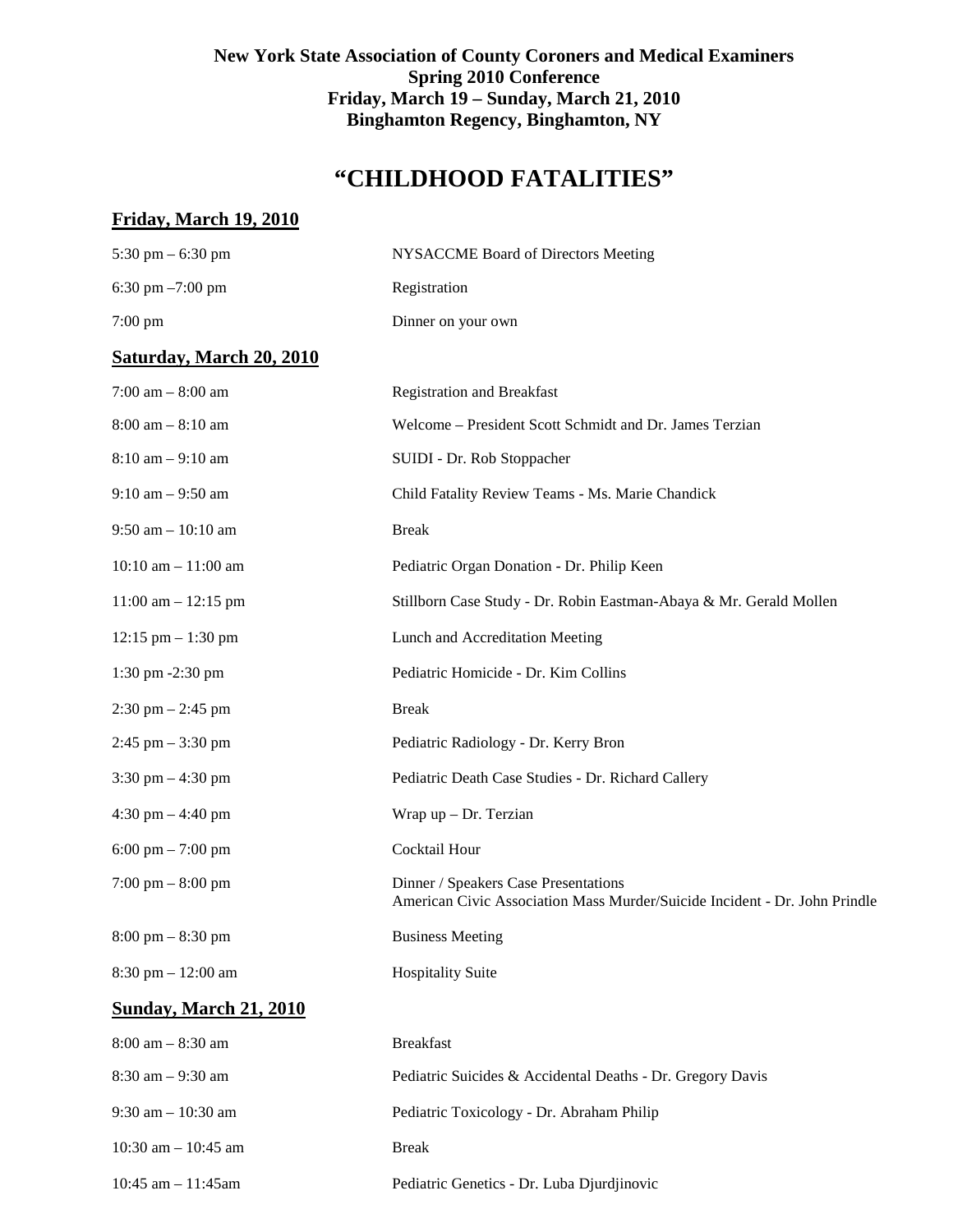**New York State Association of County Coroners and Medical Examiners**
**Spring 2010 Conference**
**Friday, March 19 – Sunday, March 21, 2010**
**Binghamton Regency, Binghamton, NY**

# "CHILDHOOD FATALITIES"

## Friday, March 19, 2010

| | |
|---|---|
| 5:30 pm – 6:30 pm | NYSACCME Board of Directors Meeting |
| 6:30 pm –7:00 pm | Registration |
| 7:00 pm | Dinner on your own |

## Saturday, March 20, 2010

| | |
|---|---|
| 7:00 am – 8:00 am | Registration and Breakfast |
| 8:00 am – 8:10 am | Welcome – President Scott Schmidt and Dr. James Terzian |
| 8:10 am – 9:10 am | SUIDI - Dr. Rob Stoppacher |
| 9:10 am – 9:50 am | Child Fatality Review Teams - Ms. Marie Chandick |
| 9:50 am – 10:10 am | Break |
| 10:10 am – 11:00 am | Pediatric Organ Donation - Dr. Philip Keen |
| 11:00 am – 12:15 pm | Stillborn Case Study - Dr. Robin Eastman-Abaya & Mr. Gerald Mollen |
| 12:15 pm – 1:30 pm | Lunch and Accreditation Meeting |
| 1:30 pm -2:30 pm | Pediatric Homicide - Dr. Kim Collins |
| 2:30 pm – 2:45 pm | Break |
| 2:45 pm – 3:30 pm | Pediatric Radiology - Dr. Kerry Bron |
| 3:30 pm – 4:30 pm | Pediatric Death Case Studies - Dr. Richard Callery |
| 4:30 pm – 4:40 pm | Wrap up – Dr. Terzian |
| 6:00 pm – 7:00 pm | Cocktail Hour |
| 7:00 pm – 8:00 pm | Dinner / Speakers Case Presentations<br>American Civic Association Mass Murder/Suicide Incident - Dr. John Prindle |
| 8:00 pm – 8:30 pm | Business Meeting |
| 8:30 pm – 12:00 am | Hospitality Suite |

## Sunday, March 21, 2010

| | |
|---|---|
| 8:00 am – 8:30 am | Breakfast |
| 8:30 am – 9:30 am | Pediatric Suicides & Accidental Deaths - Dr. Gregory Davis |
| 9:30 am – 10:30 am | Pediatric Toxicology - Dr. Abraham Philip |
| 10:30 am – 10:45 am | Break |
| 10:45 am – 11:45am | Pediatric Genetics - Dr. Luba Djurdjinovic |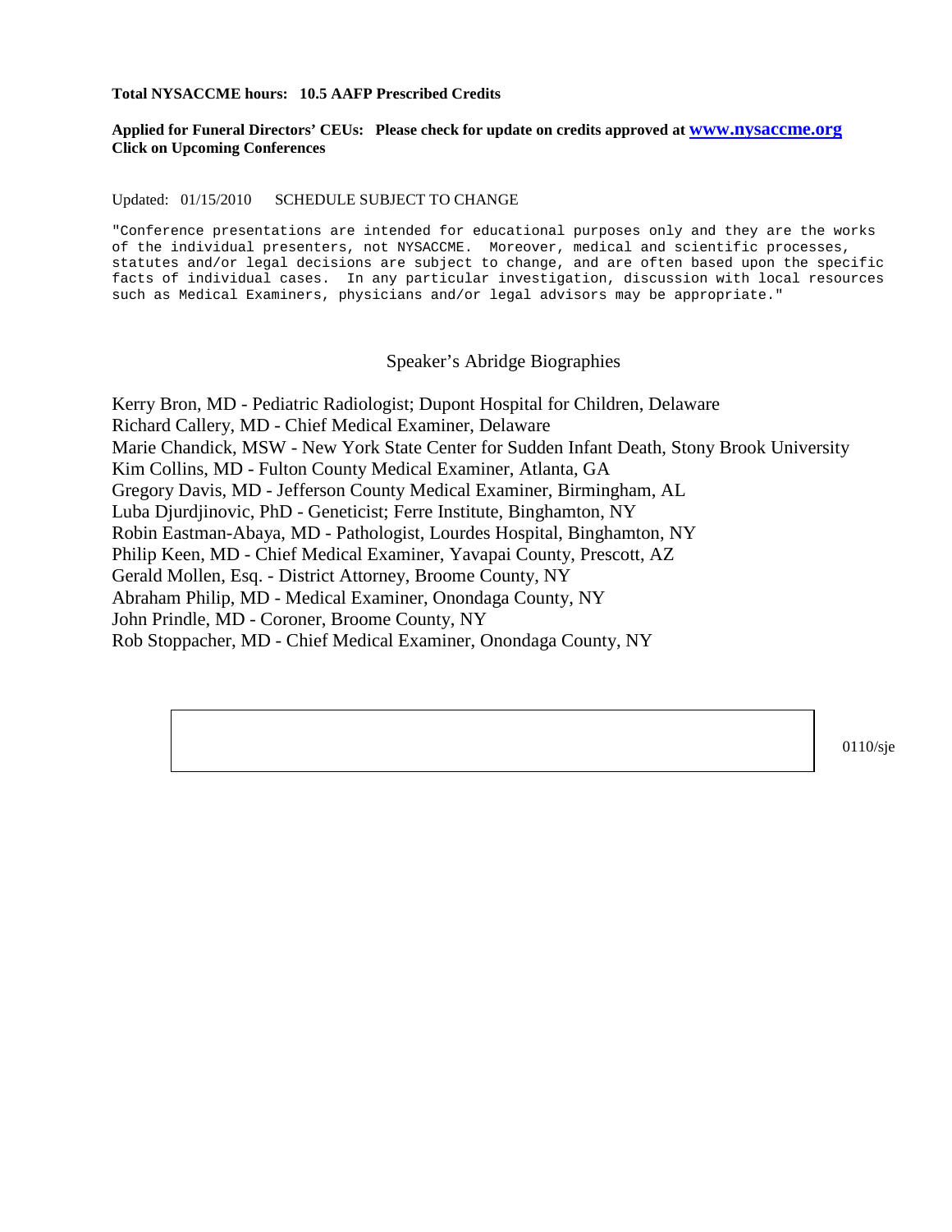**Total NYSACCME hours: 10.5 AAFP Prescribed Credits**

**Applied for Funeral Directors' CEUs: Please check for update on credits approved at [www.nysaccme.org](http://www.nysaccme.org)**
**Click on Upcoming Conferences**

Updated: 01/15/2010 SCHEDULE SUBJECT TO CHANGE

"Conference presentations are intended for educational purposes only and they are the works of the individual presenters, not NYSACCME. Moreover, medical and scientific processes, statutes and/or legal decisions are subject to change, and are often based upon the specific facts of individual cases. In any particular investigation, discussion with local resources such as Medical Examiners, physicians and/or legal advisors may be appropriate."

## Speaker's Abridge Biographies

Kerry Bron, MD - Pediatric Radiologist; Dupont Hospital for Children, Delaware
Richard Callery, MD - Chief Medical Examiner, Delaware
Marie Chandick, MSW - New York State Center for Sudden Infant Death, Stony Brook University
Kim Collins, MD - Fulton County Medical Examiner, Atlanta, GA
Gregory Davis, MD - Jefferson County Medical Examiner, Birmingham, AL
Luba Djurdjinovic, PhD - Geneticist; Ferre Institute, Binghamton, NY
Robin Eastman-Abaya, MD - Pathologist, Lourdes Hospital, Binghamton, NY
Philip Keen, MD - Chief Medical Examiner, Yavapai County, Prescott, AZ
Gerald Mollen, Esq. - District Attorney, Broome County, NY
Abraham Philip, MD - Medical Examiner, Onondaga County, NY
John Prindle, MD - Coroner, Broome County, NY
Rob Stoppacher, MD - Chief Medical Examiner, Onondaga County, NY

0110/sje